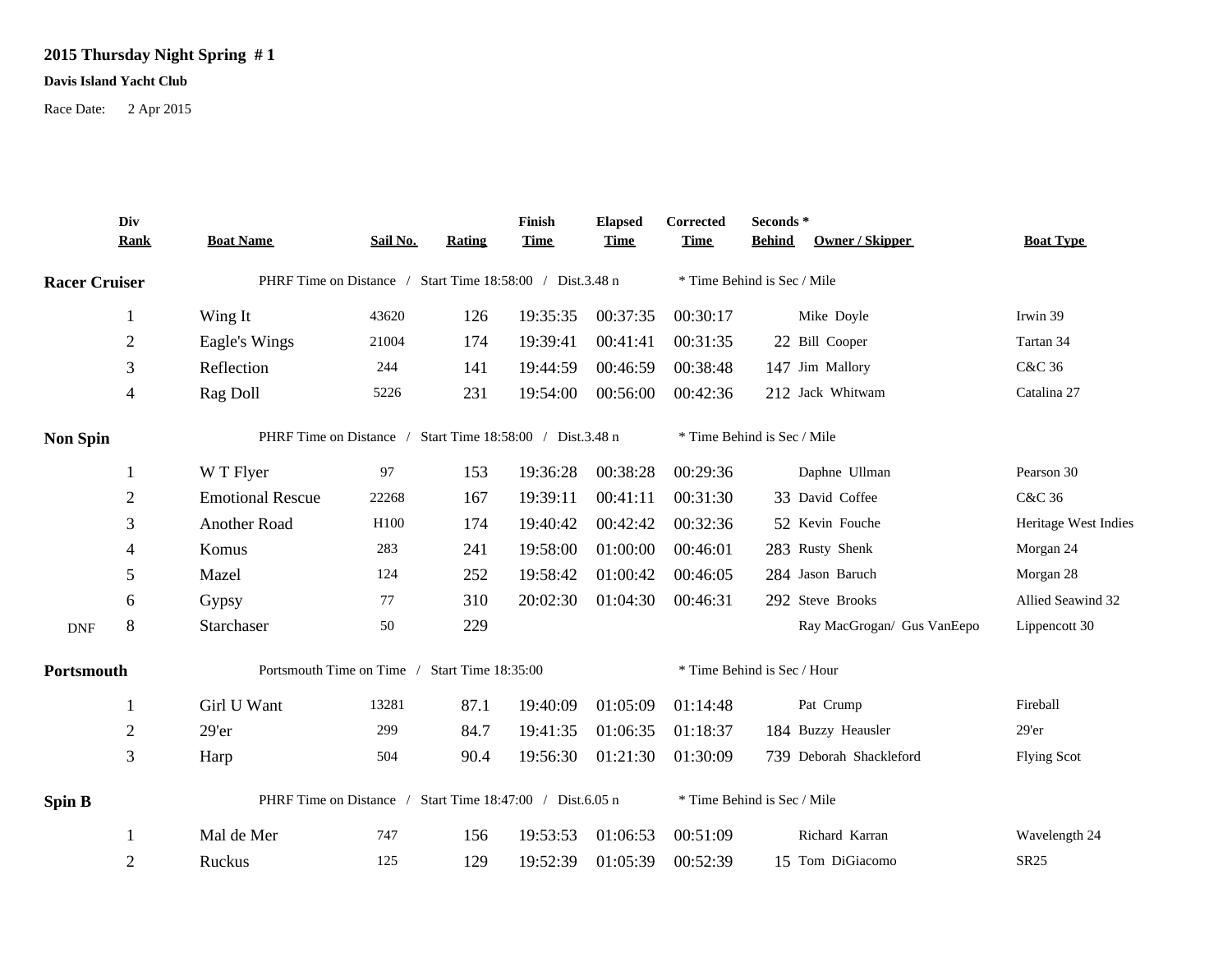# 2015 Thursday Night Spring # 1

**Davis Island Yacht Club**

Race Date: 2 Apr 2015

| | Div Rank | Boat Name | Sail No. | Rating | Finish Time | Elapsed Time | Corrected Time | Seconds * Behind | Owner / Skipper | Boat Type |
|---|---|---|---|---|---|---|---|---|---|---|
| **Racer Cruiser** | | PHRF Time on Distance / Start Time 18:58:00 / Dist.3.48 n | | | | | * Time Behind is Sec / Mile | | | |
| | 1 | Wing It | 43620 | 126 | 19:35:35 | 00:37:35 | 00:30:17 | | Mike Doyle | Irwin 39 |
| | 2 | Eagle's Wings | 21004 | 174 | 19:39:41 | 00:41:41 | 00:31:35 | 22 | Bill Cooper | Tartan 34 |
| | 3 | Reflection | 244 | 141 | 19:44:59 | 00:46:59 | 00:38:48 | 147 | Jim Mallory | C&C 36 |
| | 4 | Rag Doll | 5226 | 231 | 19:54:00 | 00:56:00 | 00:42:36 | 212 | Jack Whitwam | Catalina 27 |
| **Non Spin** | | PHRF Time on Distance / Start Time 18:58:00 / Dist.3.48 n | | | | | * Time Behind is Sec / Mile | | | |
| | 1 | W T Flyer | 97 | 153 | 19:36:28 | 00:38:28 | 00:29:36 | | Daphne Ullman | Pearson 30 |
| | 2 | Emotional Rescue | 22268 | 167 | 19:39:11 | 00:41:11 | 00:31:30 | 33 | David Coffee | C&C 36 |
| | 3 | Another Road | H100 | 174 | 19:40:42 | 00:42:42 | 00:32:36 | 52 | Kevin Fouche | Heritage West Indies |
| | 4 | Komus | 283 | 241 | 19:58:00 | 01:00:00 | 00:46:01 | 283 | Rusty Shenk | Morgan 24 |
| | 5 | Mazel | 124 | 252 | 19:58:42 | 01:00:42 | 00:46:05 | 284 | Jason Baruch | Morgan 28 |
| | 6 | Gypsy | 77 | 310 | 20:02:30 | 01:04:30 | 00:46:31 | 292 | Steve Brooks | Allied Seawind 32 |
| DNF | 8 | Starchaser | 50 | 229 | | | | | Ray MacGrogan/ Gus VanEepo | Lippencott 30 |
| **Portsmouth** | | Portsmouth Time on Time / Start Time 18:35:00 | | | | | * Time Behind is Sec / Hour | | | |
| | 1 | Girl U Want | 13281 | 87.1 | 19:40:09 | 01:05:09 | 01:14:48 | | Pat Crump | Fireball |
| | 2 | 29'er | 299 | 84.7 | 19:41:35 | 01:06:35 | 01:18:37 | 184 | Buzzy Heausler | 29'er |
| | 3 | Harp | 504 | 90.4 | 19:56:30 | 01:21:30 | 01:30:09 | 739 | Deborah Shackleford | Flying Scot |
| **Spin B** | | PHRF Time on Distance / Start Time 18:47:00 / Dist.6.05 n | | | | | * Time Behind is Sec / Mile | | | |
| | 1 | Mal de Mer | 747 | 156 | 19:53:53 | 01:06:53 | 00:51:09 | | Richard Karran | Wavelength 24 |
| | 2 | Ruckus | 125 | 129 | 19:52:39 | 01:05:39 | 00:52:39 | 15 | Tom DiGiacomo | SR25 |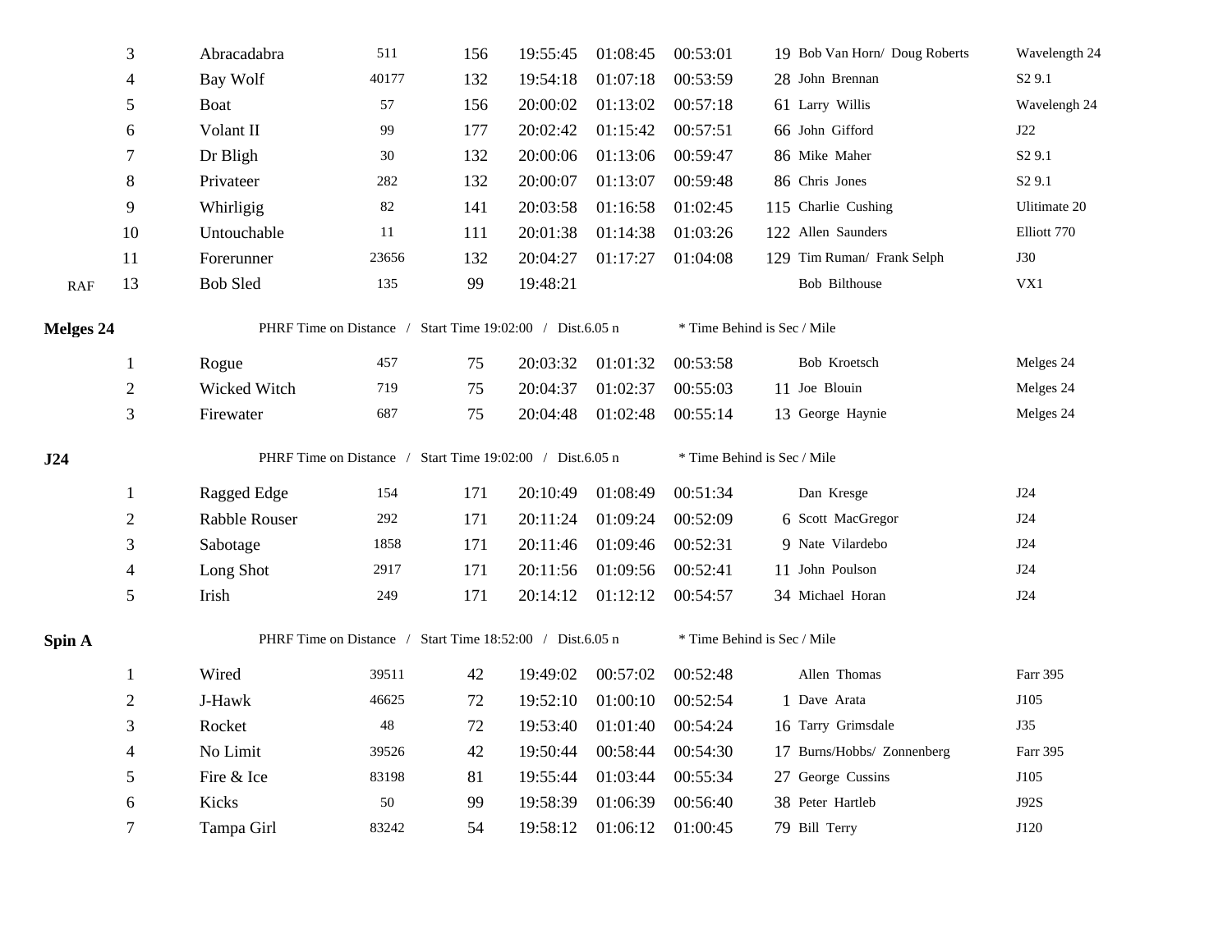| | Pos | Boat | Sail # | PHRF | Finish | Elapsed | Corrected | Behind* | Skipper | Type |
|---|---|---|---|---|---|---|---|---|---|---|
| | 3 | Abracadabra | 511 | 156 | 19:55:45 | 01:08:45 | 00:53:01 | 19 | Bob Van Horn/ Doug Roberts | Wavelength 24 |
| | 4 | Bay Wolf | 40177 | 132 | 19:54:18 | 01:07:18 | 00:53:59 | 28 | John Brennan | S2 9.1 |
| | 5 | Boat | 57 | 156 | 20:00:02 | 01:13:02 | 00:57:18 | 61 | Larry Willis | Wavelengh 24 |
| | 6 | Volant II | 99 | 177 | 20:02:42 | 01:15:42 | 00:57:51 | 66 | John Gifford | J22 |
| | 7 | Dr Bligh | 30 | 132 | 20:00:06 | 01:13:06 | 00:59:47 | 86 | Mike Maher | S2 9.1 |
| | 8 | Privateer | 282 | 132 | 20:00:07 | 01:13:07 | 00:59:48 | 86 | Chris Jones | S2 9.1 |
| | 9 | Whirligig | 82 | 141 | 20:03:58 | 01:16:58 | 01:02:45 | 115 | Charlie Cushing | Ulitimate 20 |
| | 10 | Untouchable | 11 | 111 | 20:01:38 | 01:14:38 | 01:03:26 | 122 | Allen Saunders | Elliott 770 |
| | 11 | Forerunner | 23656 | 132 | 20:04:27 | 01:17:27 | 01:04:08 | 129 | Tim Ruman/ Frank Selph | J30 |
| RAF | 13 | Bob Sled | 135 | 99 | 19:48:21 | | | | Bob Bilthouse | VX1 |

**Melges 24** — PHRF Time on Distance / Start Time 19:02:00 / Dist.6.05 n — * Time Behind is Sec / Mile

| Pos | Boat | Sail # | PHRF | Finish | Elapsed | Corrected | Behind* | Skipper | Type |
|---|---|---|---|---|---|---|---|---|---|
| 1 | Rogue | 457 | 75 | 20:03:32 | 01:01:32 | 00:53:58 | | Bob Kroetsch | Melges 24 |
| 2 | Wicked Witch | 719 | 75 | 20:04:37 | 01:02:37 | 00:55:03 | 11 | Joe Blouin | Melges 24 |
| 3 | Firewater | 687 | 75 | 20:04:48 | 01:02:48 | 00:55:14 | 13 | George Haynie | Melges 24 |

**J24** — PHRF Time on Distance / Start Time 19:02:00 / Dist.6.05 n — * Time Behind is Sec / Mile

| Pos | Boat | Sail # | PHRF | Finish | Elapsed | Corrected | Behind* | Skipper | Type |
|---|---|---|---|---|---|---|---|---|---|
| 1 | Ragged Edge | 154 | 171 | 20:10:49 | 01:08:49 | 00:51:34 | | Dan Kresge | J24 |
| 2 | Rabble Rouser | 292 | 171 | 20:11:24 | 01:09:24 | 00:52:09 | 6 | Scott MacGregor | J24 |
| 3 | Sabotage | 1858 | 171 | 20:11:46 | 01:09:46 | 00:52:31 | 9 | Nate Vilardebo | J24 |
| 4 | Long Shot | 2917 | 171 | 20:11:56 | 01:09:56 | 00:52:41 | 11 | John Poulson | J24 |
| 5 | Irish | 249 | 171 | 20:14:12 | 01:12:12 | 00:54:57 | 34 | Michael Horan | J24 |

**Spin A** — PHRF Time on Distance / Start Time 18:52:00 / Dist.6.05 n — * Time Behind is Sec / Mile

| Pos | Boat | Sail # | PHRF | Finish | Elapsed | Corrected | Behind* | Skipper | Type |
|---|---|---|---|---|---|---|---|---|---|
| 1 | Wired | 39511 | 42 | 19:49:02 | 00:57:02 | 00:52:48 | | Allen Thomas | Farr 395 |
| 2 | J-Hawk | 46625 | 72 | 19:52:10 | 01:00:10 | 00:52:54 | 1 | Dave Arata | J105 |
| 3 | Rocket | 48 | 72 | 19:53:40 | 01:01:40 | 00:54:24 | 16 | Tarry Grimsdale | J35 |
| 4 | No Limit | 39526 | 42 | 19:50:44 | 00:58:44 | 00:54:30 | 17 | Burns/Hobbs/ Zonnenberg | Farr 395 |
| 5 | Fire & Ice | 83198 | 81 | 19:55:44 | 01:03:44 | 00:55:34 | 27 | George Cussins | J105 |
| 6 | Kicks | 50 | 99 | 19:58:39 | 01:06:39 | 00:56:40 | 38 | Peter Hartleb | J92S |
| 7 | Tampa Girl | 83242 | 54 | 19:58:12 | 01:06:12 | 01:00:45 | 79 | Bill Terry | J120 |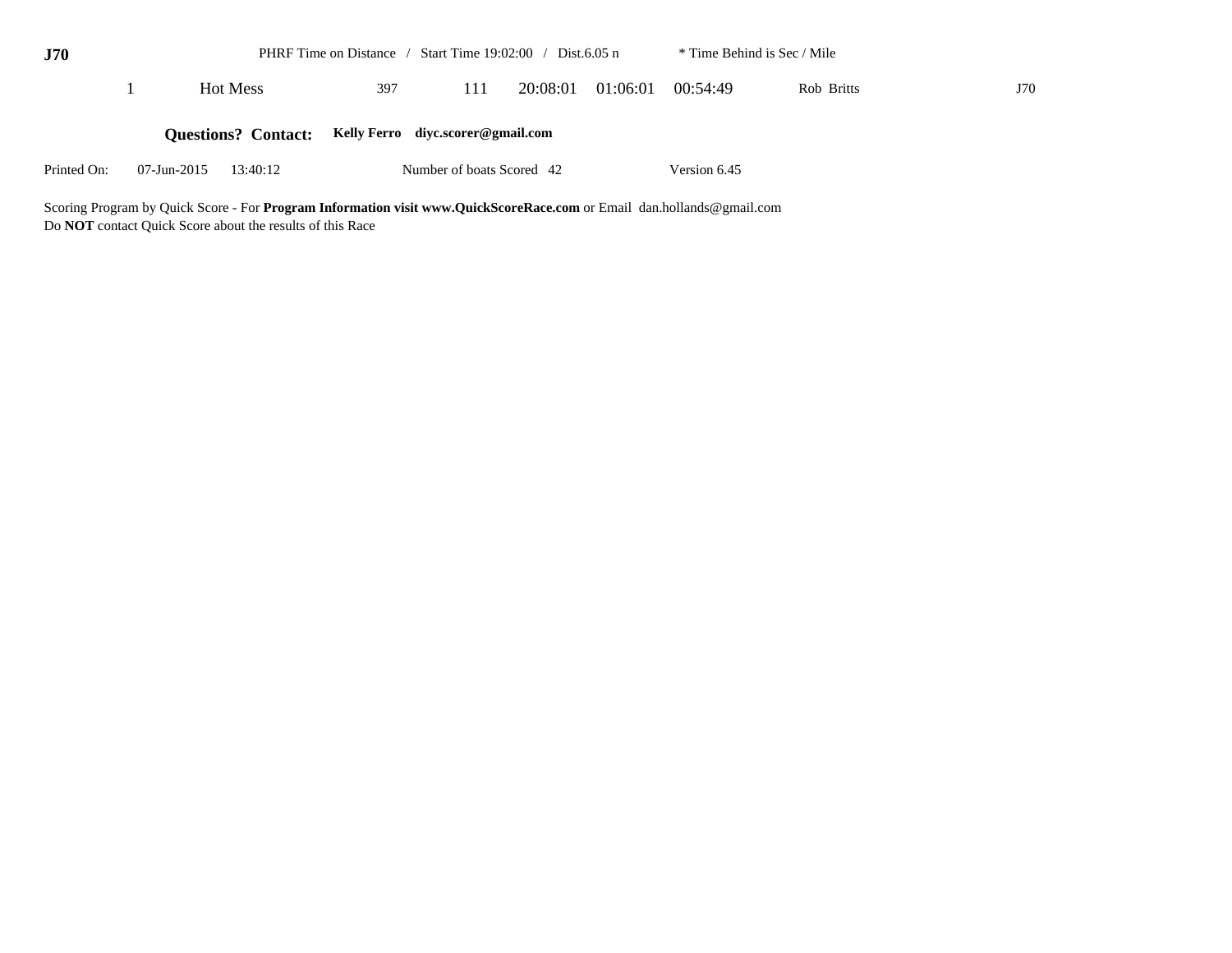**J70** PHRF Time on Distance / Start Time 19:02:00 / Dist.6.05 n * Time Behind is Sec / Mile

| | | | | | | | | |
|---|---|---|---|---|---|---|---|---|
| 1 | Hot Mess | 397 | 111 | 20:08:01 | 01:06:01 | 00:54:49 | Rob Britts | J70 |

**Questions? Contact: Kelly Ferro diyc.scorer@gmail.com**

Printed On: 07-Jun-2015 13:40:12 Number of boats Scored 42 Version 6.45

Scoring Program by Quick Score - For **Program Information visit www.QuickScoreRace.com** or Email dan.hollands@gmail.com
Do **NOT** contact Quick Score about the results of this Race